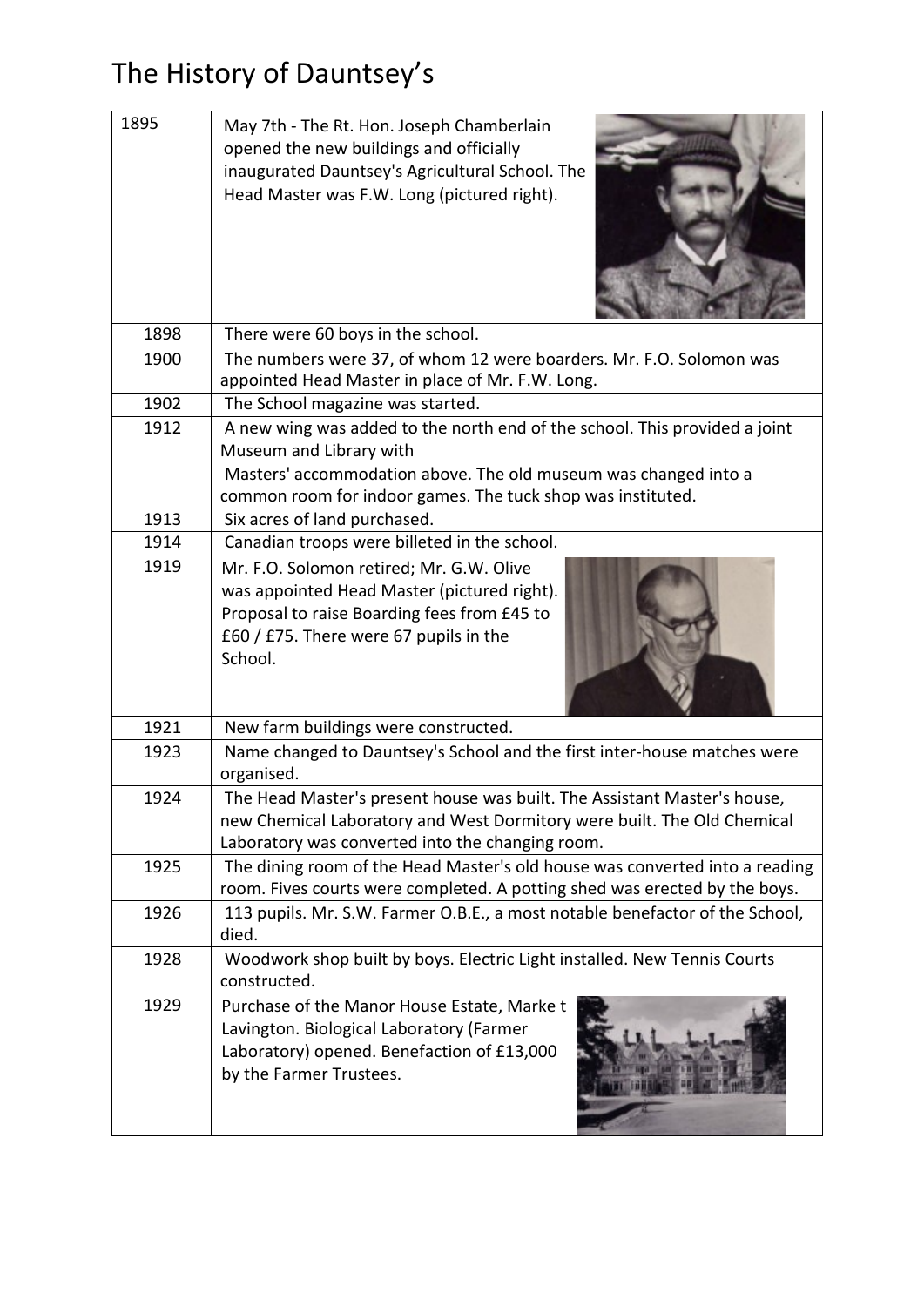# The History of Dauntsey's

| | |
|---|---|
| 1895 | May 7th - The Rt. Hon. Joseph Chamberlain opened the new buildings and officially inaugurated Dauntsey's Agricultural School. The Head Master was F.W. Long (pictured right). |
| 1898 | There were 60 boys in the school. |
| 1900 | The numbers were 37, of whom 12 were boarders. Mr. F.O. Solomon was appointed Head Master in place of Mr. F.W. Long. |
| 1902 | The School magazine was started. |
| 1912 | A new wing was added to the north end of the school. This provided a joint Museum and Library with Masters' accommodation above. The old museum was changed into a common room for indoor games. The tuck shop was instituted. |
| 1913 | Six acres of land purchased. |
| 1914 | Canadian troops were billeted in the school. |
| 1919 | Mr. F.O. Solomon retired; Mr. G.W. Olive was appointed Head Master (pictured right). Proposal to raise Boarding fees from £45 to £60 / £75. There were 67 pupils in the School. |
| 1921 | New farm buildings were constructed. |
| 1923 | Name changed to Dauntsey's School and the first inter-house matches were organised. |
| 1924 | The Head Master's present house was built. The Assistant Master's house, new Chemical Laboratory and West Dormitory were built. The Old Chemical Laboratory was converted into the changing room. |
| 1925 | The dining room of the Head Master's old house was converted into a reading room. Fives courts were completed. A potting shed was erected by the boys. |
| 1926 | 113 pupils. Mr. S.W. Farmer O.B.E., a most notable benefactor of the School, died. |
| 1928 | Woodwork shop built by boys. Electric Light installed. New Tennis Courts constructed. |
| 1929 | Purchase of the Manor House Estate, Market Lavington. Biological Laboratory (Farmer Laboratory) opened. Benefaction of £13,000 by the Farmer Trustees. |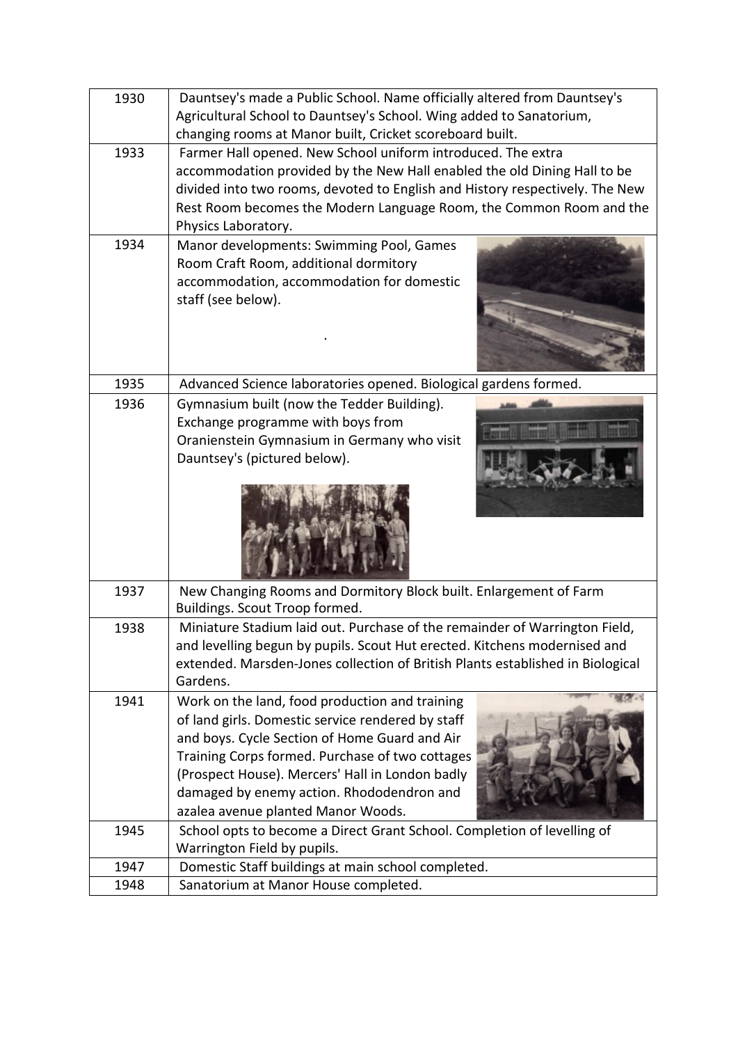| | |
|---|---|
| 1930 | Dauntsey's made a Public School. Name officially altered from Dauntsey's Agricultural School to Dauntsey's School. Wing added to Sanatorium, changing rooms at Manor built, Cricket scoreboard built. |
| 1933 | Farmer Hall opened. New School uniform introduced. The extra accommodation provided by the New Hall enabled the old Dining Hall to be divided into two rooms, devoted to English and History respectively. The New Rest Room becomes the Modern Language Room, the Common Room and the Physics Laboratory. |
| 1934 | Manor developments: Swimming Pool, Games Room Craft Room, additional dormitory accommodation, accommodation for domestic staff (see below). . |
| 1935 | Advanced Science laboratories opened. Biological gardens formed. |
| 1936 | Gymnasium built (now the Tedder Building). Exchange programme with boys from Oranienstein Gymnasium in Germany who visit Dauntsey's (pictured below). |
| 1937 | New Changing Rooms and Dormitory Block built. Enlargement of Farm Buildings. Scout Troop formed. |
| 1938 | Miniature Stadium laid out. Purchase of the remainder of Warrington Field, and levelling begun by pupils. Scout Hut erected. Kitchens modernised and extended. Marsden-Jones collection of British Plants established in Biological Gardens. |
| 1941 | Work on the land, food production and training of land girls. Domestic service rendered by staff and boys. Cycle Section of Home Guard and Air Training Corps formed. Purchase of two cottages (Prospect House). Mercers' Hall in London badly damaged by enemy action. Rhododendron and azalea avenue planted Manor Woods. |
| 1945 | School opts to become a Direct Grant School. Completion of levelling of Warrington Field by pupils. |
| 1947 | Domestic Staff buildings at main school completed. |
| 1948 | Sanatorium at Manor House completed. |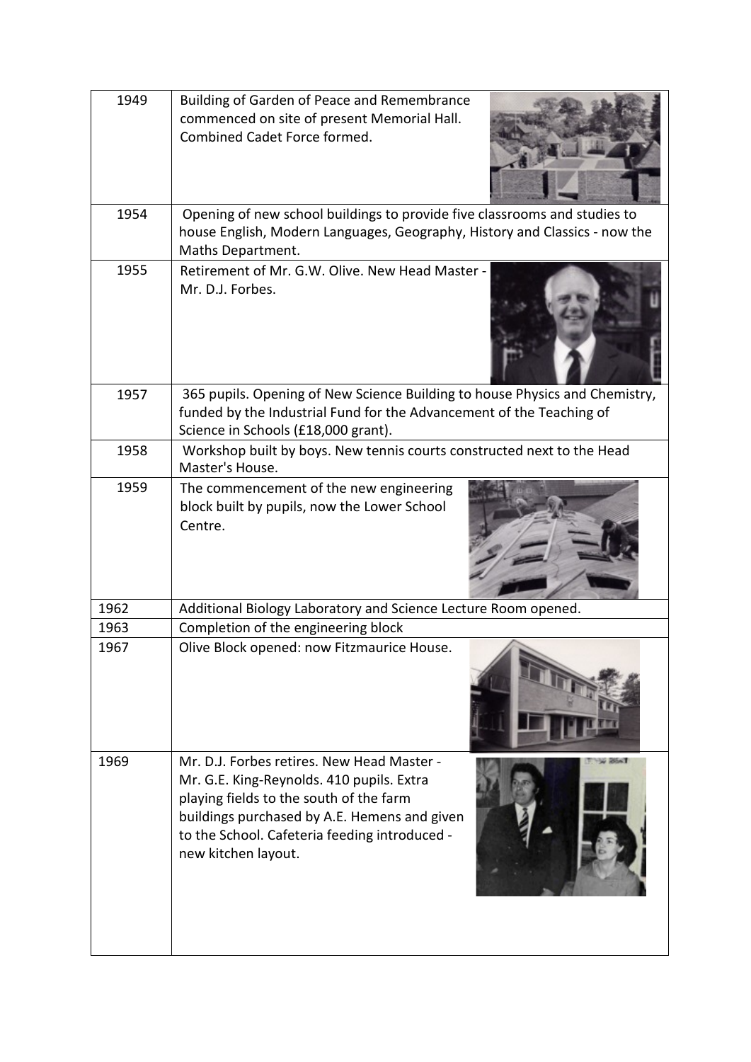| Year | Event |
|---|---|
| 1949 | Building of Garden of Peace and Remembrance commenced on site of present Memorial Hall. Combined Cadet Force formed. |
| 1954 | Opening of new school buildings to provide five classrooms and studies to house English, Modern Languages, Geography, History and Classics - now the Maths Department. |
| 1955 | Retirement of Mr. G.W. Olive. New Head Master - Mr. D.J. Forbes. |
| 1957 | 365 pupils. Opening of New Science Building to house Physics and Chemistry, funded by the Industrial Fund for the Advancement of the Teaching of Science in Schools (£18,000 grant). |
| 1958 | Workshop built by boys. New tennis courts constructed next to the Head Master's House. |
| 1959 | The commencement of the new engineering block built by pupils, now the Lower School Centre. |
| 1962 | Additional Biology Laboratory and Science Lecture Room opened. |
| 1963 | Completion of the engineering block |
| 1967 | Olive Block opened: now Fitzmaurice House. |
| 1969 | Mr. D.J. Forbes retires. New Head Master - Mr. G.E. King-Reynolds. 410 pupils. Extra playing fields to the south of the farm buildings purchased by A.E. Hemens and given to the School. Cafeteria feeding introduced - new kitchen layout. |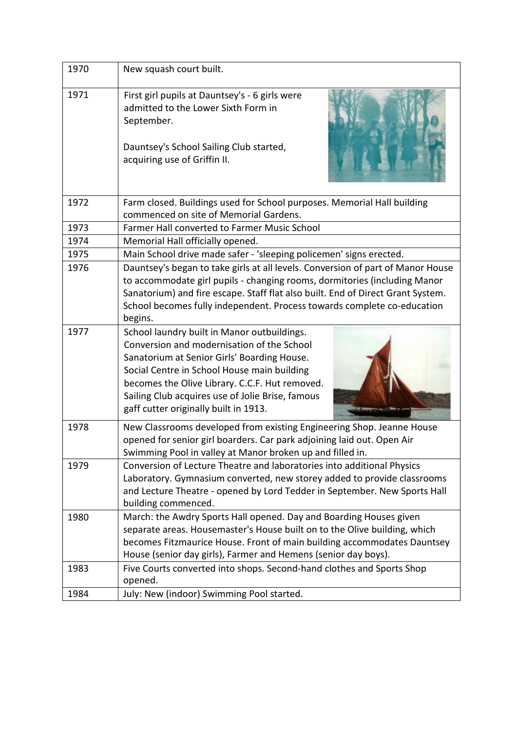| | |
|---|---|
| 1970 | New squash court built. |
| 1971 | First girl pupils at Dauntsey's - 6 girls were admitted to the Lower Sixth Form in September.<br><br>Dauntsey's School Sailing Club started, acquiring use of Griffin II. |
| 1972 | Farm closed. Buildings used for School purposes. Memorial Hall building commenced on site of Memorial Gardens. |
| 1973 | Farmer Hall converted to Farmer Music School |
| 1974 | Memorial Hall officially opened. |
| 1975 | Main School drive made safer - 'sleeping policemen' signs erected. |
| 1976 | Dauntsey's began to take girls at all levels. Conversion of part of Manor House to accommodate girl pupils - changing rooms, dormitories (including Manor Sanatorium) and fire escape. Staff flat also built. End of Direct Grant System. School becomes fully independent. Process towards complete co-education begins. |
| 1977 | School laundry built in Manor outbuildings. Conversion and modernisation of the School Sanatorium at Senior Girls' Boarding House. Social Centre in School House main building becomes the Olive Library. C.C.F. Hut removed. Sailing Club acquires use of Jolie Brise, famous gaff cutter originally built in 1913. |
| 1978 | New Classrooms developed from existing Engineering Shop. Jeanne House opened for senior girl boarders. Car park adjoining laid out. Open Air Swimming Pool in valley at Manor broken up and filled in. |
| 1979 | Conversion of Lecture Theatre and laboratories into additional Physics Laboratory. Gymnasium converted, new storey added to provide classrooms and Lecture Theatre - opened by Lord Tedder in September. New Sports Hall building commenced. |
| 1980 | March: the Awdry Sports Hall opened. Day and Boarding Houses given separate areas. Housemaster's House built on to the Olive building, which becomes Fitzmaurice House. Front of main building accommodates Dauntsey House (senior day girls), Farmer and Hemens (senior day boys). |
| 1983 | Five Courts converted into shops. Second-hand clothes and Sports Shop opened. |
| 1984 | July: New (indoor) Swimming Pool started. |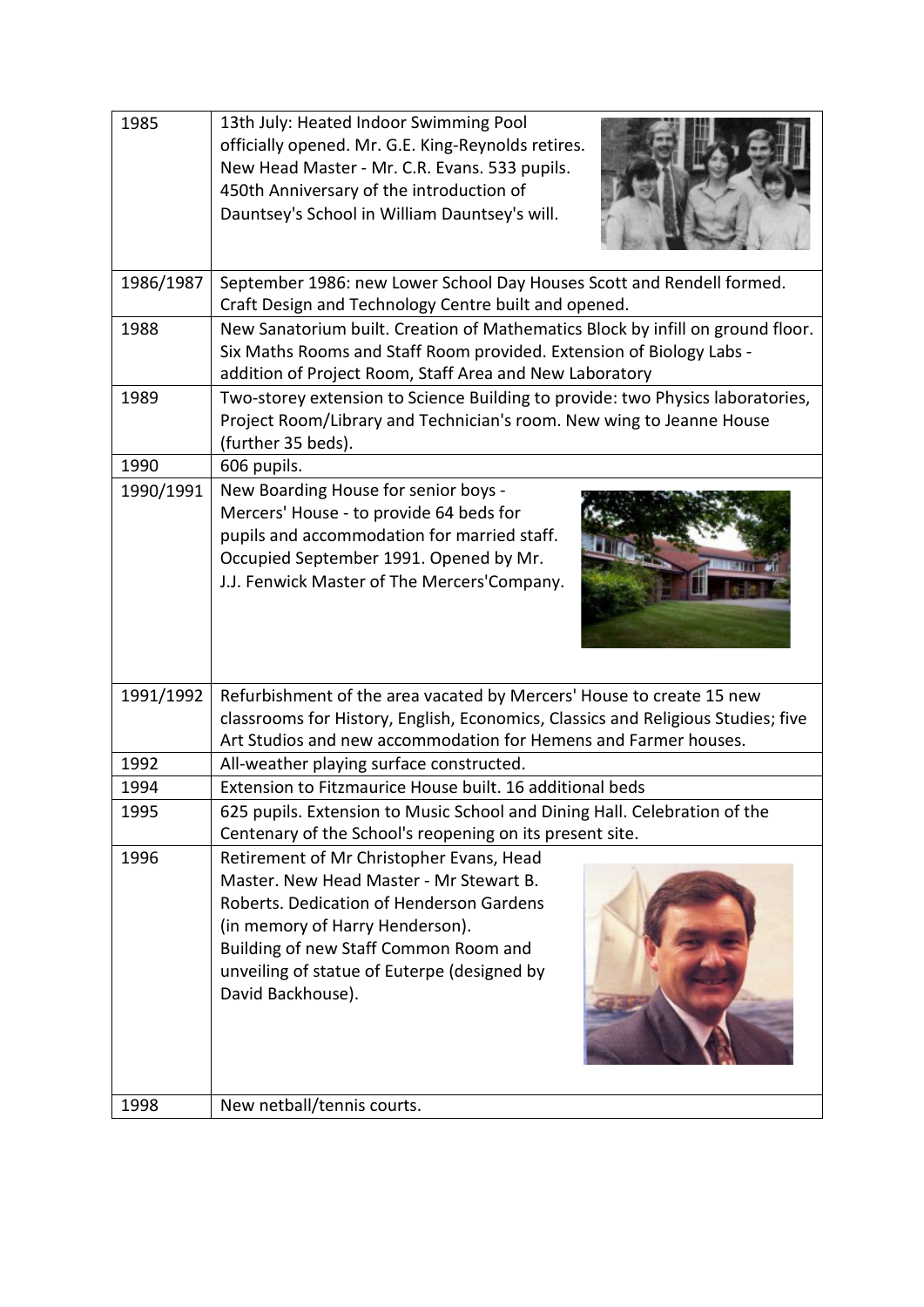| | |
|---|---|
| 1985 | 13th July: Heated Indoor Swimming Pool officially opened. Mr. G.E. King-Reynolds retires. New Head Master - Mr. C.R. Evans. 533 pupils. 450th Anniversary of the introduction of Dauntsey's School in William Dauntsey's will. |
| 1986/1987 | September 1986: new Lower School Day Houses Scott and Rendell formed. Craft Design and Technology Centre built and opened. |
| 1988 | New Sanatorium built. Creation of Mathematics Block by infill on ground floor. Six Maths Rooms and Staff Room provided. Extension of Biology Labs - addition of Project Room, Staff Area and New Laboratory |
| 1989 | Two-storey extension to Science Building to provide: two Physics laboratories, Project Room/Library and Technician's room. New wing to Jeanne House (further 35 beds). |
| 1990 | 606 pupils. |
| 1990/1991 | New Boarding House for senior boys - Mercers' House - to provide 64 beds for pupils and accommodation for married staff. Occupied September 1991. Opened by Mr. J.J. Fenwick Master of The Mercers'Company. |
| 1991/1992 | Refurbishment of the area vacated by Mercers' House to create 15 new classrooms for History, English, Economics, Classics and Religious Studies; five Art Studios and new accommodation for Hemens and Farmer houses. |
| 1992 | All-weather playing surface constructed. |
| 1994 | Extension to Fitzmaurice House built. 16 additional beds |
| 1995 | 625 pupils. Extension to Music School and Dining Hall. Celebration of the Centenary of the School's reopening on its present site. |
| 1996 | Retirement of Mr Christopher Evans, Head Master. New Head Master - Mr Stewart B. Roberts. Dedication of Henderson Gardens (in memory of Harry Henderson). Building of new Staff Common Room and unveiling of statue of Euterpe (designed by David Backhouse). |
| 1998 | New netball/tennis courts. |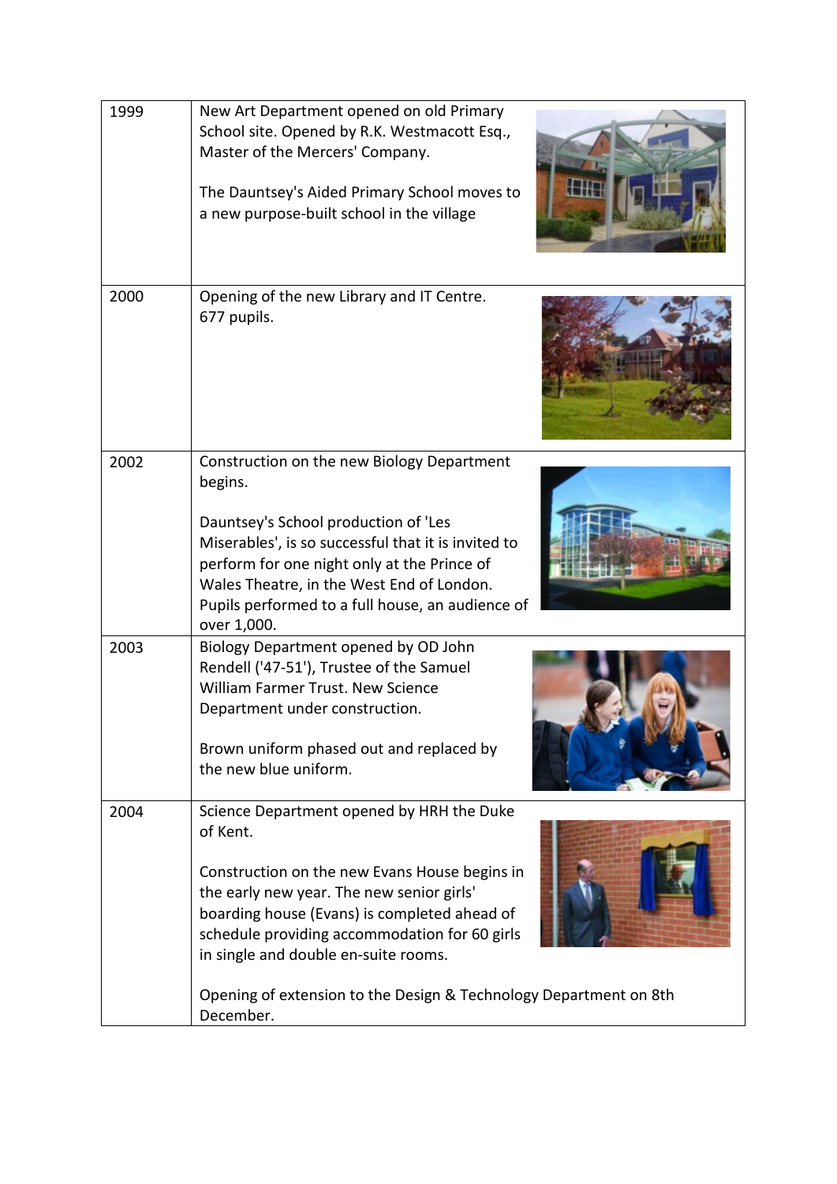| | |
|---|---|
| 1999 | New Art Department opened on old Primary School site. Opened by R.K. Westmacott Esq., Master of the Mercers' Company.<br><br>The Dauntsey's Aided Primary School moves to a new purpose-built school in the village |
| 2000 | Opening of the new Library and IT Centre.<br>677 pupils. |
| 2002 | Construction on the new Biology Department begins.<br><br>Dauntsey's School production of 'Les Miserables', is so successful that it is invited to perform for one night only at the Prince of Wales Theatre, in the West End of London. Pupils performed to a full house, an audience of over 1,000. |
| 2003 | Biology Department opened by OD John Rendell ('47-51'), Trustee of the Samuel William Farmer Trust. New Science Department under construction.<br><br>Brown uniform phased out and replaced by the new blue uniform. |
| 2004 | Science Department opened by HRH the Duke of Kent.<br><br>Construction on the new Evans House begins in the early new year. The new senior girls' boarding house (Evans) is completed ahead of schedule providing accommodation for 60 girls in single and double en-suite rooms.<br><br>Opening of extension to the Design & Technology Department on 8th December. |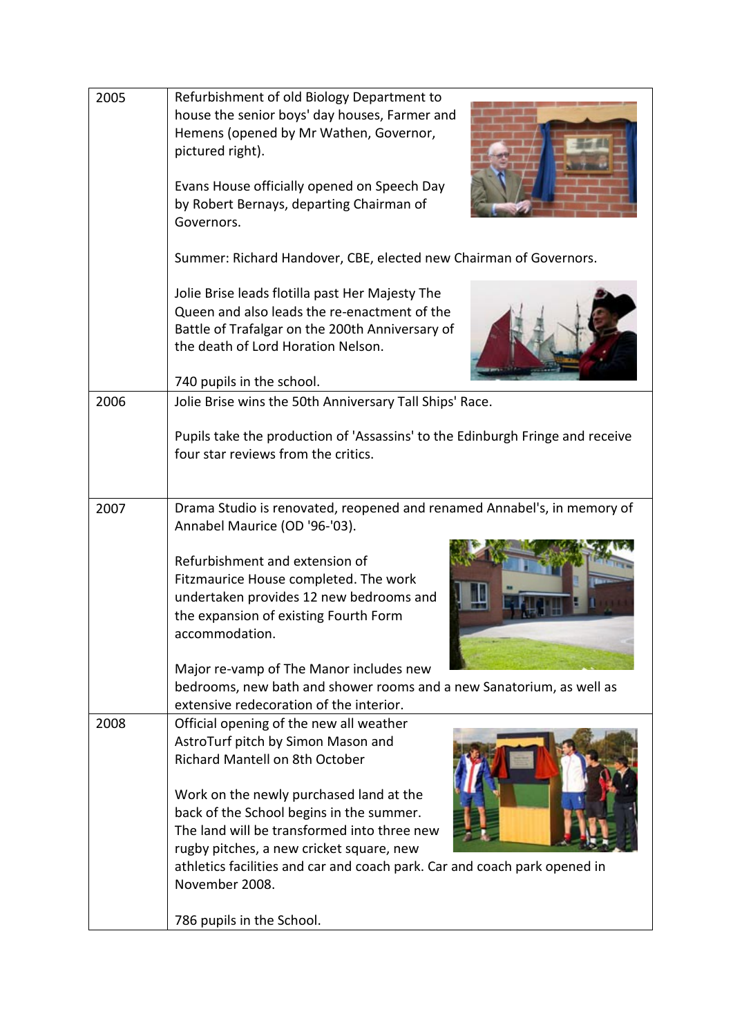| | |
|---|---|
| 2005 | Refurbishment of old Biology Department to house the senior boys' day houses, Farmer and Hemens (opened by Mr Wathen, Governor, pictured right).<br><br>Evans House officially opened on Speech Day by Robert Bernays, departing Chairman of Governors.<br><br>Summer: Richard Handover, CBE, elected new Chairman of Governors.<br><br>Jolie Brise leads flotilla past Her Majesty The Queen and also leads the re-enactment of the Battle of Trafalgar on the 200th Anniversary of the death of Lord Horation Nelson.<br><br>740 pupils in the school. |
| 2006 | Jolie Brise wins the 50th Anniversary Tall Ships' Race.<br><br>Pupils take the production of 'Assassins' to the Edinburgh Fringe and receive four star reviews from the critics. |
| 2007 | Drama Studio is renovated, reopened and renamed Annabel's, in memory of Annabel Maurice (OD '96-'03).<br><br>Refurbishment and extension of Fitzmaurice House completed. The work undertaken provides 12 new bedrooms and the expansion of existing Fourth Form accommodation.<br><br>Major re-vamp of The Manor includes new bedrooms, new bath and shower rooms and a new Sanatorium, as well as extensive redecoration of the interior. |
| 2008 | Official opening of the new all weather AstroTurf pitch by Simon Mason and Richard Mantell on 8th October<br><br>Work on the newly purchased land at the back of the School begins in the summer. The land will be transformed into three new rugby pitches, a new cricket square, new athletics facilities and car and coach park. Car and coach park opened in November 2008.<br><br>786 pupils in the School. |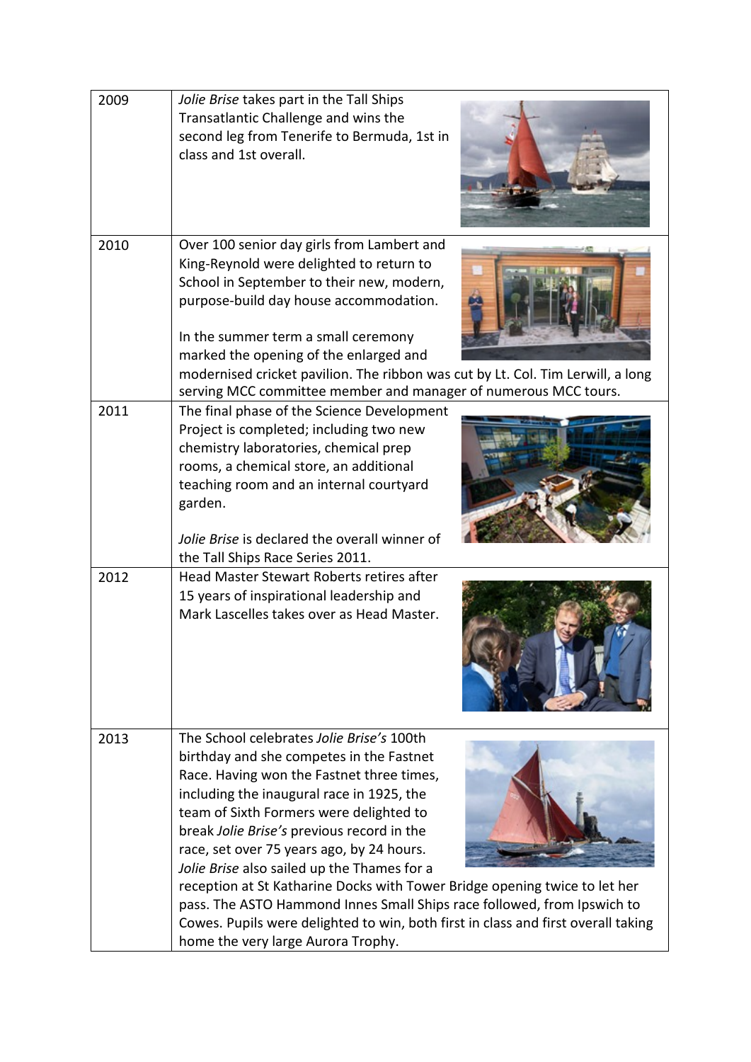| | |
|---|---|
| 2009 | *Jolie Brise* takes part in the Tall Ships Transatlantic Challenge and wins the second leg from Tenerife to Bermuda, 1st in class and 1st overall. |
| 2010 | Over 100 senior day girls from Lambert and King-Reynold were delighted to return to School in September to their new, modern, purpose-build day house accommodation.<br><br>In the summer term a small ceremony marked the opening of the enlarged and modernised cricket pavilion. The ribbon was cut by Lt. Col. Tim Lerwill, a long serving MCC committee member and manager of numerous MCC tours. |
| 2011 | The final phase of the Science Development Project is completed; including two new chemistry laboratories, chemical prep rooms, a chemical store, an additional teaching room and an internal courtyard garden.<br><br>*Jolie Brise* is declared the overall winner of the Tall Ships Race Series 2011. |
| 2012 | Head Master Stewart Roberts retires after 15 years of inspirational leadership and Mark Lascelles takes over as Head Master. |
| 2013 | The School celebrates *Jolie Brise's* 100th birthday and she competes in the Fastnet Race. Having won the Fastnet three times, including the inaugural race in 1925, the team of Sixth Formers were delighted to break *Jolie Brise's* previous record in the race, set over 75 years ago, by 24 hours. *Jolie Brise* also sailed up the Thames for a reception at St Katharine Docks with Tower Bridge opening twice to let her pass. The ASTO Hammond Innes Small Ships race followed, from Ipswich to Cowes. Pupils were delighted to win, both first in class and first overall taking home the very large Aurora Trophy. |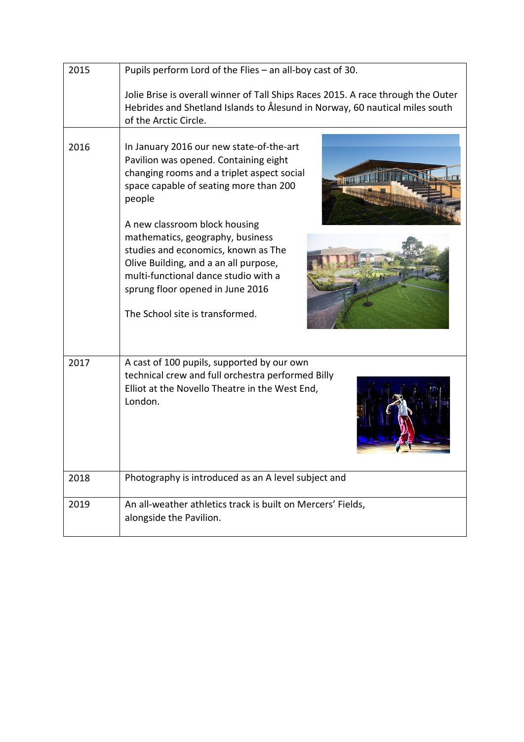| | |
|---|---|
| 2015 | Pupils perform Lord of the Flies – an all-boy cast of 30.<br><br>Jolie Brise is overall winner of Tall Ships Races 2015. A race through the Outer Hebrides and Shetland Islands to Ålesund in Norway, 60 nautical miles south of the Arctic Circle. |
| 2016 | In January 2016 our new state-of-the-art Pavilion was opened. Containing eight changing rooms and a triplet aspect social space capable of seating more than 200 people<br><br>A new classroom block housing mathematics, geography, business studies and economics, known as The Olive Building, and a an all purpose, multi-functional dance studio with a sprung floor opened in June 2016<br><br>The School site is transformed. |
| 2017 | A cast of 100 pupils, supported by our own technical crew and full orchestra performed Billy Elliot at the Novello Theatre in the West End, London. |
| 2018 | Photography is introduced as an A level subject and |
| 2019 | An all-weather athletics track is built on Mercers' Fields, alongside the Pavilion. |